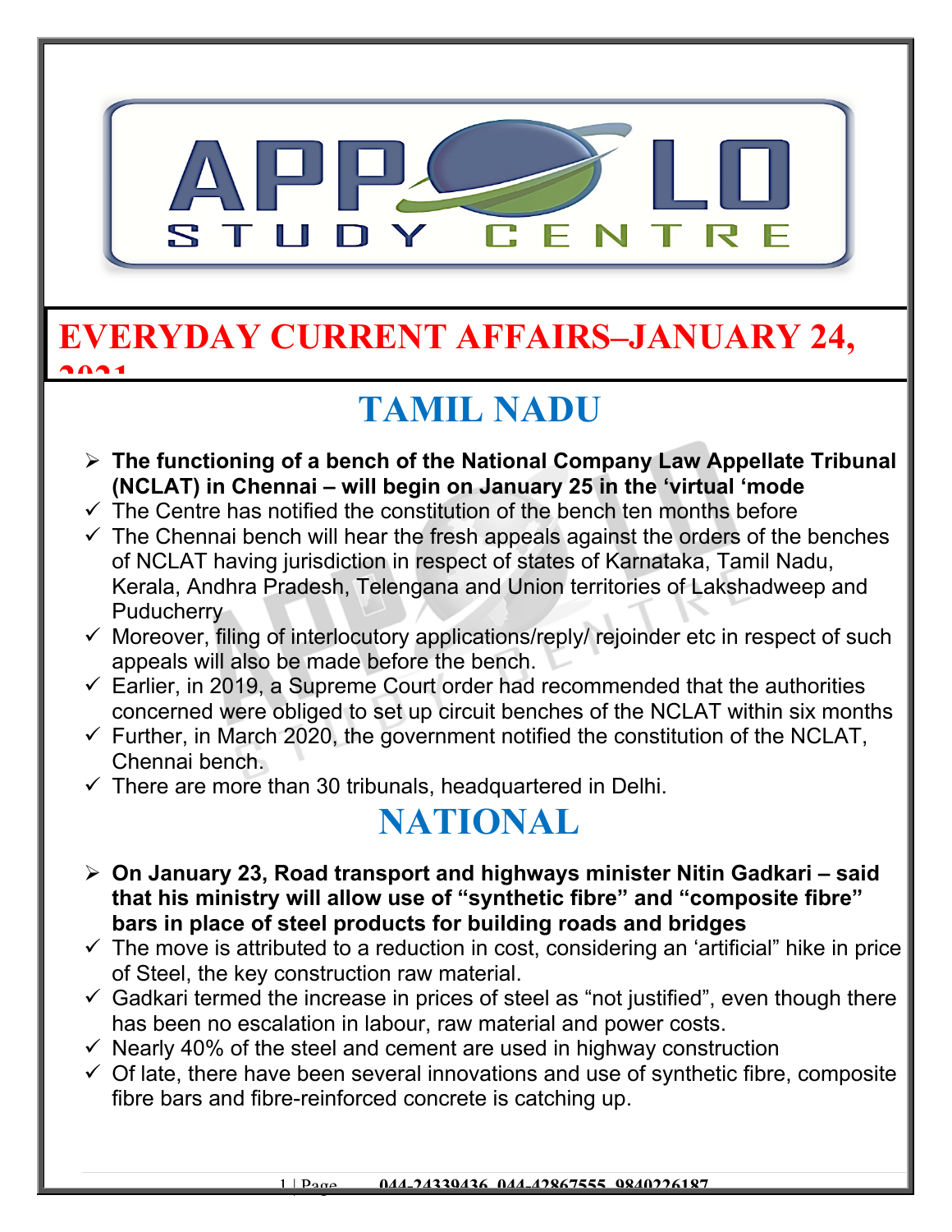# EVERYDAY CURRENT AFFAIRS–JANUARY 24, 2021

## TAMIL NADU

- **The functioning of a bench of the National Company Law Appellate Tribunal (NCLAT) in Chennai – will begin on January 25 in the 'virtual 'mode**
  - ✓ The Centre has notified the constitution of the bench ten months before
  - ✓ The Chennai bench will hear the fresh appeals against the orders of the benches of NCLAT having jurisdiction in respect of states of Karnataka, Tamil Nadu, Kerala, Andhra Pradesh, Telengana and Union territories of Lakshadweep and Puducherry
  - ✓ Moreover, filing of interlocutory applications/reply/ rejoinder etc in respect of such appeals will also be made before the bench.
  - ✓ Earlier, in 2019, a Supreme Court order had recommended that the authorities concerned were obliged to set up circuit benches of the NCLAT within six months
  - ✓ Further, in March 2020, the government notified the constitution of the NCLAT, Chennai bench.
  - ✓ There are more than 30 tribunals, headquartered in Delhi.

## NATIONAL

- **On January 23, Road transport and highways minister Nitin Gadkari – said that his ministry will allow use of "synthetic fibre" and "composite fibre" bars in place of steel products for building roads and bridges**
  - ✓ The move is attributed to a reduction in cost, considering an 'artificial" hike in price of Steel, the key construction raw material.
  - ✓ Gadkari termed the increase in prices of steel as "not justified", even though there has been no escalation in labour, raw material and power costs.
  - ✓ Nearly 40% of the steel and cement are used in highway construction
  - ✓ Of late, there have been several innovations and use of synthetic fibre, composite fibre bars and fibre-reinforced concrete is catching up.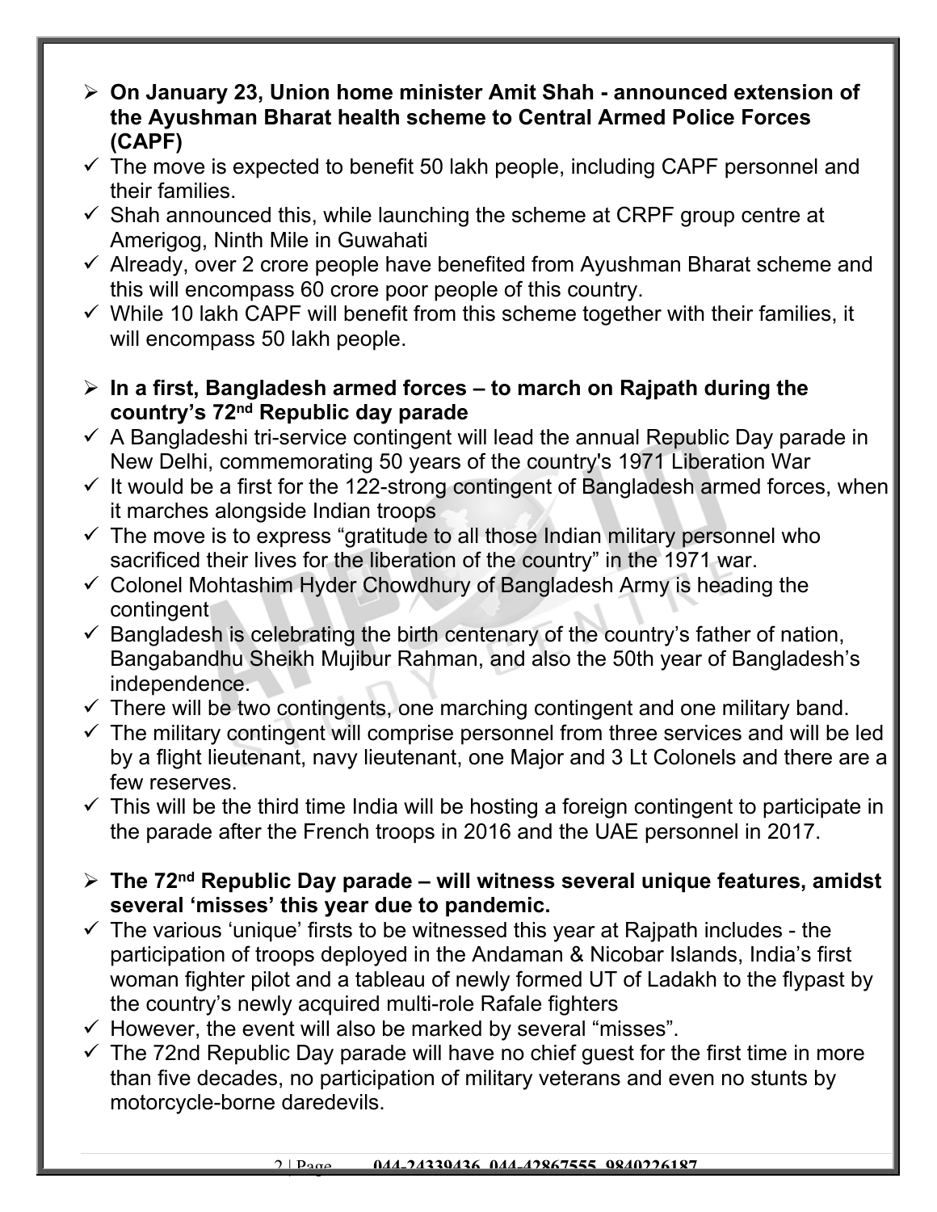- **On January 23, Union home minister Amit Shah - announced extension of the Ayushman Bharat health scheme to Central Armed Police Forces (CAPF)**
  - The move is expected to benefit 50 lakh people, including CAPF personnel and their families.
  - Shah announced this, while launching the scheme at CRPF group centre at Amerigog, Ninth Mile in Guwahati
  - Already, over 2 crore people have benefited from Ayushman Bharat scheme and this will encompass 60 crore poor people of this country.
  - While 10 lakh CAPF will benefit from this scheme together with their families, it will encompass 50 lakh people.

- **In a first, Bangladesh armed forces – to march on Rajpath during the country's 72nd Republic day parade**
  - A Bangladeshi tri-service contingent will lead the annual Republic Day parade in New Delhi, commemorating 50 years of the country's 1971 Liberation War
  - It would be a first for the 122-strong contingent of Bangladesh armed forces, when it marches alongside Indian troops
  - The move is to express "gratitude to all those Indian military personnel who sacrificed their lives for the liberation of the country" in the 1971 war.
  - Colonel Mohtashim Hyder Chowdhury of Bangladesh Army is heading the contingent
  - Bangladesh is celebrating the birth centenary of the country's father of nation, Bangabandhu Sheikh Mujibur Rahman, and also the 50th year of Bangladesh's independence.
  - There will be two contingents, one marching contingent and one military band.
  - The military contingent will comprise personnel from three services and will be led by a flight lieutenant, navy lieutenant, one Major and 3 Lt Colonels and there are a few reserves.
  - This will be the third time India will be hosting a foreign contingent to participate in the parade after the French troops in 2016 and the UAE personnel in 2017.

- **The 72nd Republic Day parade – will witness several unique features, amidst several 'misses' this year due to pandemic.**
  - The various 'unique' firsts to be witnessed this year at Rajpath includes - the participation of troops deployed in the Andaman & Nicobar Islands, India's first woman fighter pilot and a tableau of newly formed UT of Ladakh to the flypast by the country's newly acquired multi-role Rafale fighters
  - However, the event will also be marked by several "misses".
  - The 72nd Republic Day parade will have no chief guest for the first time in more than five decades, no participation of military veterans and even no stunts by motorcycle-borne daredevils.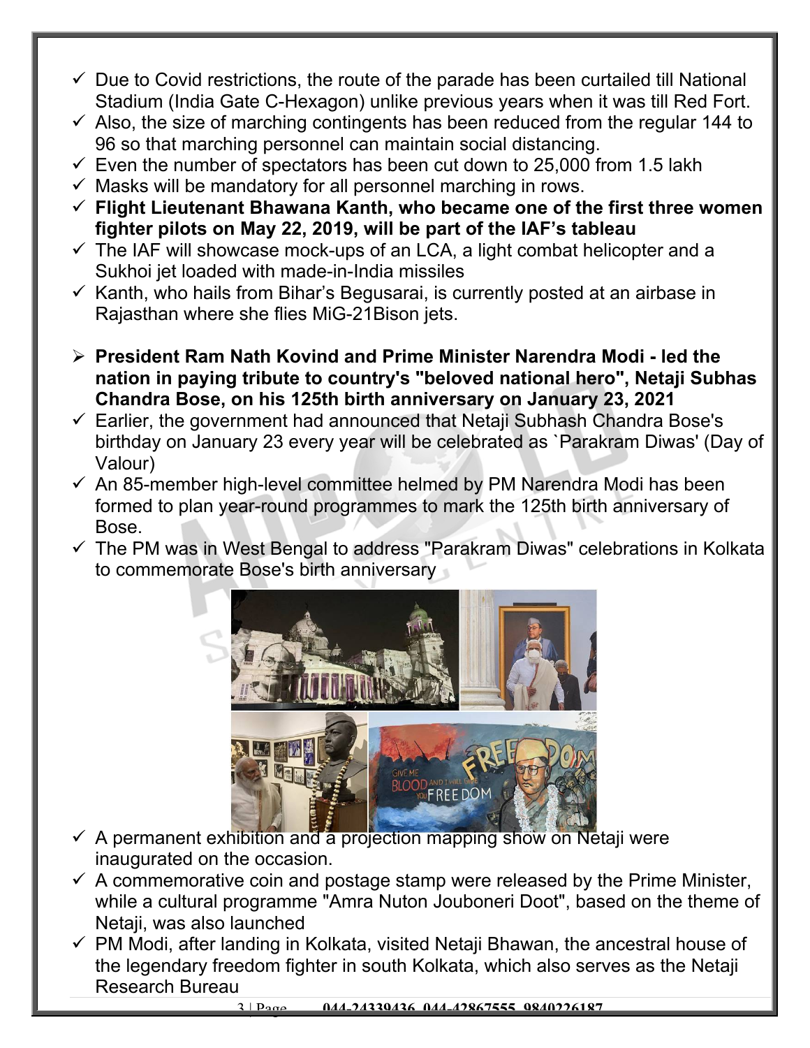- Due to Covid restrictions, the route of the parade has been curtailed till National Stadium (India Gate C-Hexagon) unlike previous years when it was till Red Fort.
- Also, the size of marching contingents has been reduced from the regular 144 to 96 so that marching personnel can maintain social distancing.
- Even the number of spectators has been cut down to 25,000 from 1.5 lakh
- Masks will be mandatory for all personnel marching in rows.
- **Flight Lieutenant Bhawana Kanth, who became one of the first three women fighter pilots on May 22, 2019, will be part of the IAF's tableau**
- The IAF will showcase mock-ups of an LCA, a light combat helicopter and a Sukhoi jet loaded with made-in-India missiles
- Kanth, who hails from Bihar's Begusarai, is currently posted at an airbase in Rajasthan where she flies MiG-21Bison jets.

- **President Ram Nath Kovind and Prime Minister Narendra Modi - led the nation in paying tribute to country's "beloved national hero", Netaji Subhas Chandra Bose, on his 125th birth anniversary on January 23, 2021**
- Earlier, the government had announced that Netaji Subhash Chandra Bose's birthday on January 23 every year will be celebrated as `Parakram Diwas' (Day of Valour)
- An 85-member high-level committee helmed by PM Narendra Modi has been formed to plan year-round programmes to mark the 125th birth anniversary of Bose.
- The PM was in West Bengal to address "Parakram Diwas" celebrations in Kolkata to commemorate Bose's birth anniversary
- A permanent exhibition and a projection mapping show on Netaji were inaugurated on the occasion.
- A commemorative coin and postage stamp were released by the Prime Minister, while a cultural programme "Amra Nuton Jouboneri Doot", based on the theme of Netaji, was also launched
- PM Modi, after landing in Kolkata, visited Netaji Bhawan, the ancestral house of the legendary freedom fighter in south Kolkata, which also serves as the Netaji Research Bureau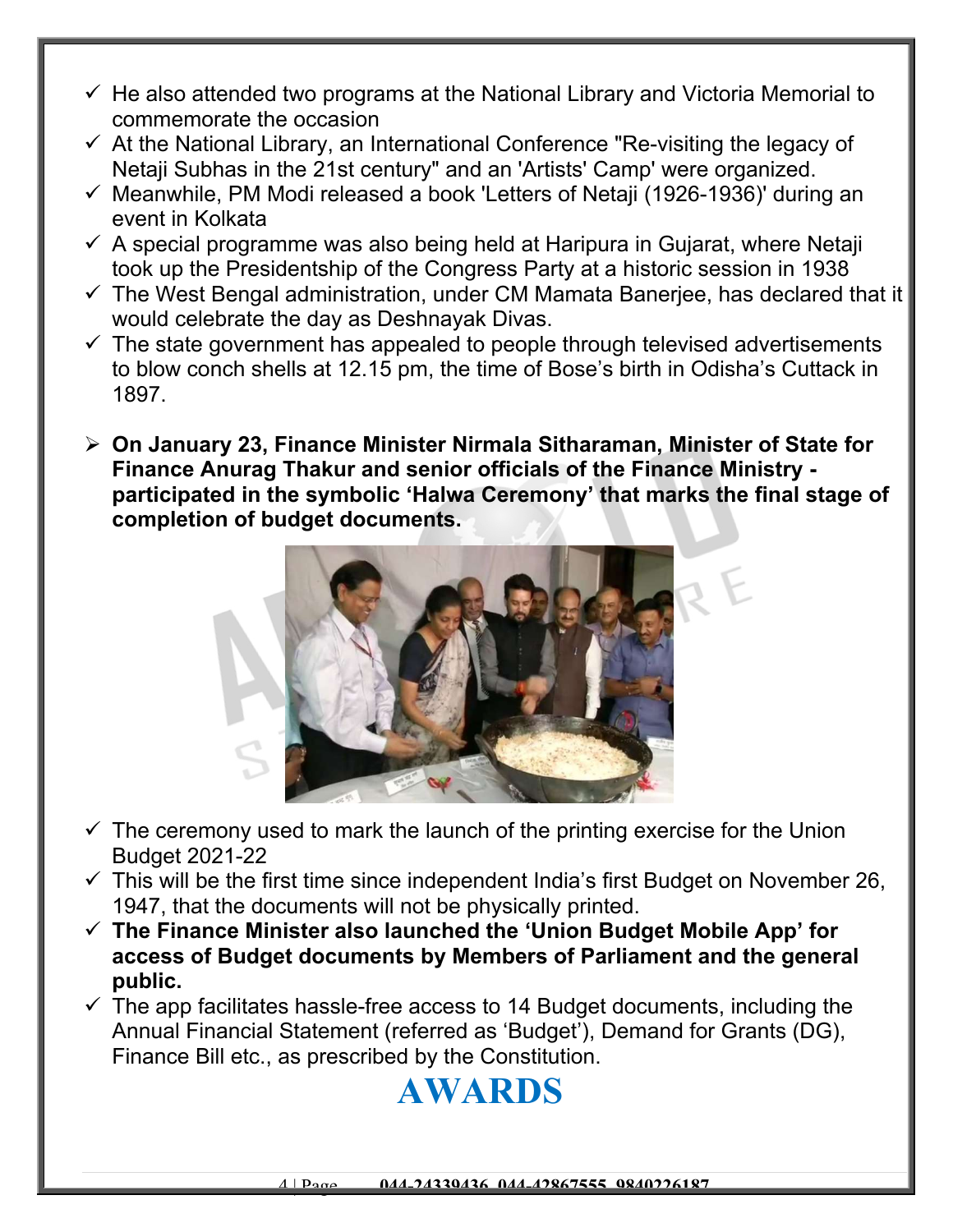- ✓ He also attended two programs at the National Library and Victoria Memorial to commemorate the occasion
- ✓ At the National Library, an International Conference "Re-visiting the legacy of Netaji Subhas in the 21st century" and an 'Artists' Camp' were organized.
- ✓ Meanwhile, PM Modi released a book 'Letters of Netaji (1926-1936)' during an event in Kolkata
- ✓ A special programme was also being held at Haripura in Gujarat, where Netaji took up the Presidentship of the Congress Party at a historic session in 1938
- ✓ The West Bengal administration, under CM Mamata Banerjee, has declared that it would celebrate the day as Deshnayak Divas.
- ✓ The state government has appealed to people through televised advertisements to blow conch shells at 12.15 pm, the time of Bose's birth in Odisha's Cuttack in 1897.

- **On January 23, Finance Minister Nirmala Sitharaman, Minister of State for Finance Anurag Thakur and senior officials of the Finance Ministry - participated in the symbolic 'Halwa Ceremony' that marks the final stage of completion of budget documents.**

- ✓ The ceremony used to mark the launch of the printing exercise for the Union Budget 2021-22
- ✓ This will be the first time since independent India's first Budget on November 26, 1947, that the documents will not be physically printed.
- ✓ **The Finance Minister also launched the 'Union Budget Mobile App' for access of Budget documents by Members of Parliament and the general public.**
- ✓ The app facilitates hassle-free access to 14 Budget documents, including the Annual Financial Statement (referred as 'Budget'), Demand for Grants (DG), Finance Bill etc., as prescribed by the Constitution.

# AWARDS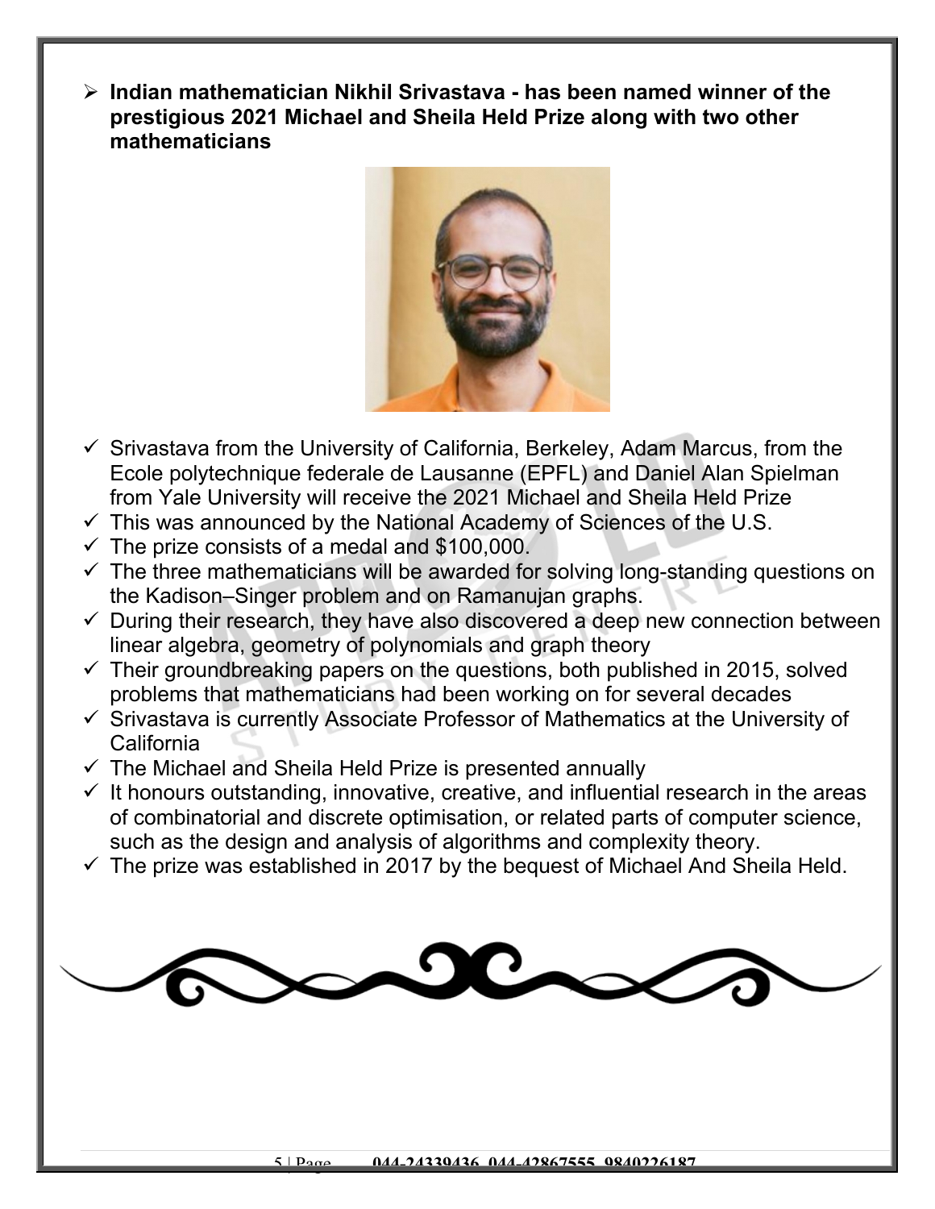- **Indian mathematician Nikhil Srivastava - has been named winner of the prestigious 2021 Michael and Sheila Held Prize along with two other mathematicians**

  - Srivastava from the University of California, Berkeley, Adam Marcus, from the Ecole polytechnique federale de Lausanne (EPFL) and Daniel Alan Spielman from Yale University will receive the 2021 Michael and Sheila Held Prize
  - This was announced by the National Academy of Sciences of the U.S.
  - The prize consists of a medal and $100,000.
  - The three mathematicians will be awarded for solving long-standing questions on the Kadison–Singer problem and on Ramanujan graphs.
  - During their research, they have also discovered a deep new connection between linear algebra, geometry of polynomials and graph theory
  - Their groundbreaking papers on the questions, both published in 2015, solved problems that mathematicians had been working on for several decades
  - Srivastava is currently Associate Professor of Mathematics at the University of California
  - The Michael and Sheila Held Prize is presented annually
  - It honours outstanding, innovative, creative, and influential research in the areas of combinatorial and discrete optimisation, or related parts of computer science, such as the design and analysis of algorithms and complexity theory.
  - The prize was established in 2017 by the bequest of Michael And Sheila Held.